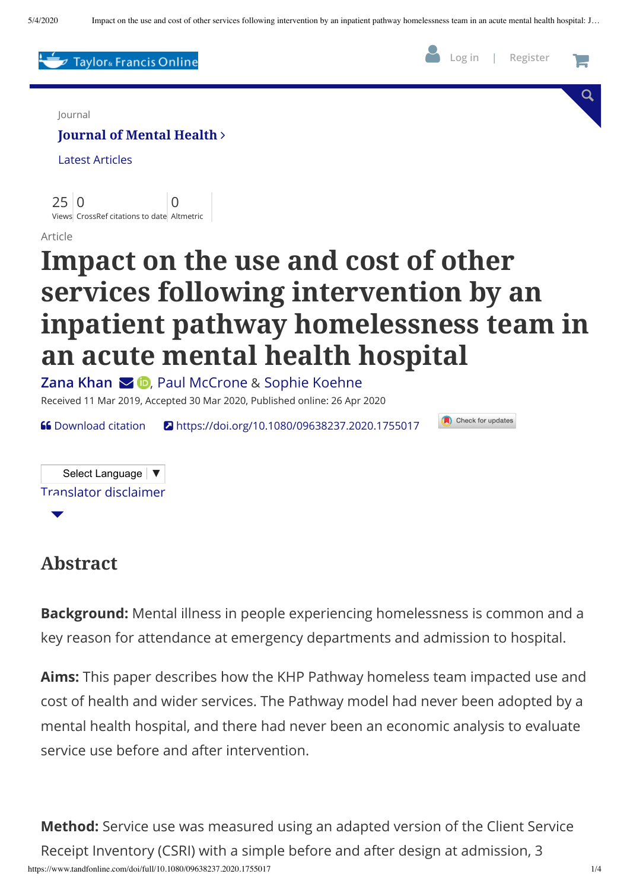Journal

**Journal of Mental Health**

Latest Articles

25 Views | 0 CrossRef citations to date | 0 Altmetric

Article

# Impact on the use and cost of other services following intervention by an inpatient pathway homelessness team in an acute mental health hospital

Zana Khan, Paul McCrone & Sophie Koehne

Received 11 Mar 2019, Accepted 30 Mar 2020, Published online: 26 Apr 2020

Download citation https://doi.org/10.1080/09638237.2020.1755017

## Abstract

**Background:** Mental illness in people experiencing homelessness is common and a key reason for attendance at emergency departments and admission to hospital.

**Aims:** This paper describes how the KHP Pathway homeless team impacted use and cost of health and wider services. The Pathway model had never been adopted by a mental health hospital, and there had never been an economic analysis to evaluate service use before and after intervention.

**Method:** Service use was measured using an adapted version of the Client Service Receipt Inventory (CSRI) with a simple before and after design at admission, 3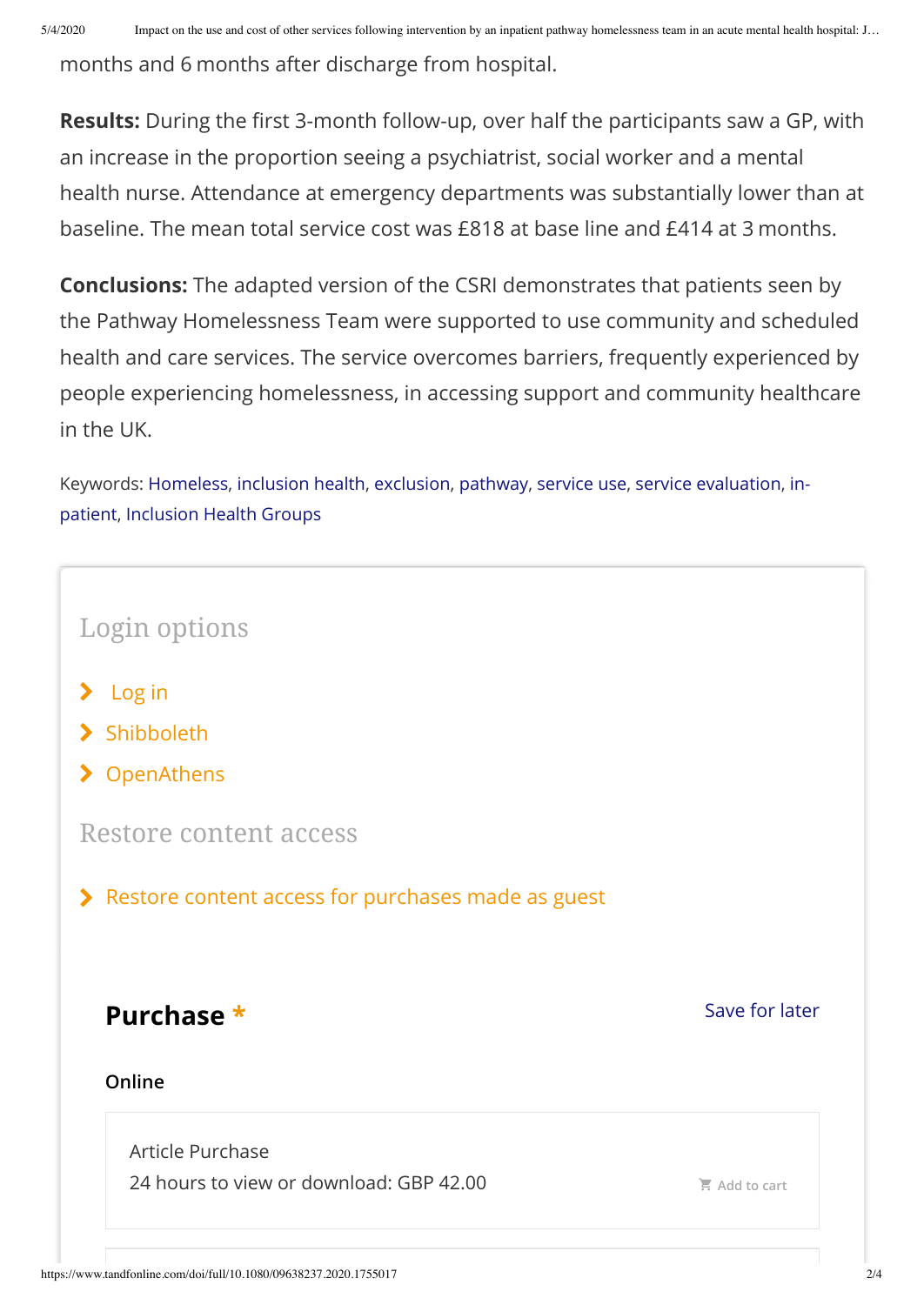months and 6 months after discharge from hospital.

**Results:** During the first 3-month follow-up, over half the participants saw a GP, with an increase in the proportion seeing a psychiatrist, social worker and a mental health nurse. Attendance at emergency departments was substantially lower than at baseline. The mean total service cost was £818 at base line and £414 at 3 months.

**Conclusions:** The adapted version of the CSRI demonstrates that patients seen by the Pathway Homelessness Team were supported to use community and scheduled health and care services. The service overcomes barriers, frequently experienced by people experiencing homelessness, in accessing support and community healthcare in the UK.

Keywords: Homeless, inclusion health, exclusion, pathway, service use, service evaluation, in-patient, Inclusion Health Groups

## Login options

- Log in
- Shibboleth
- OpenAthens

## Restore content access

- Restore content access for purchases made as guest

## Purchase *

Save for later

**Online**

Article Purchase
24 hours to view or download: GBP 42.00

Add to cart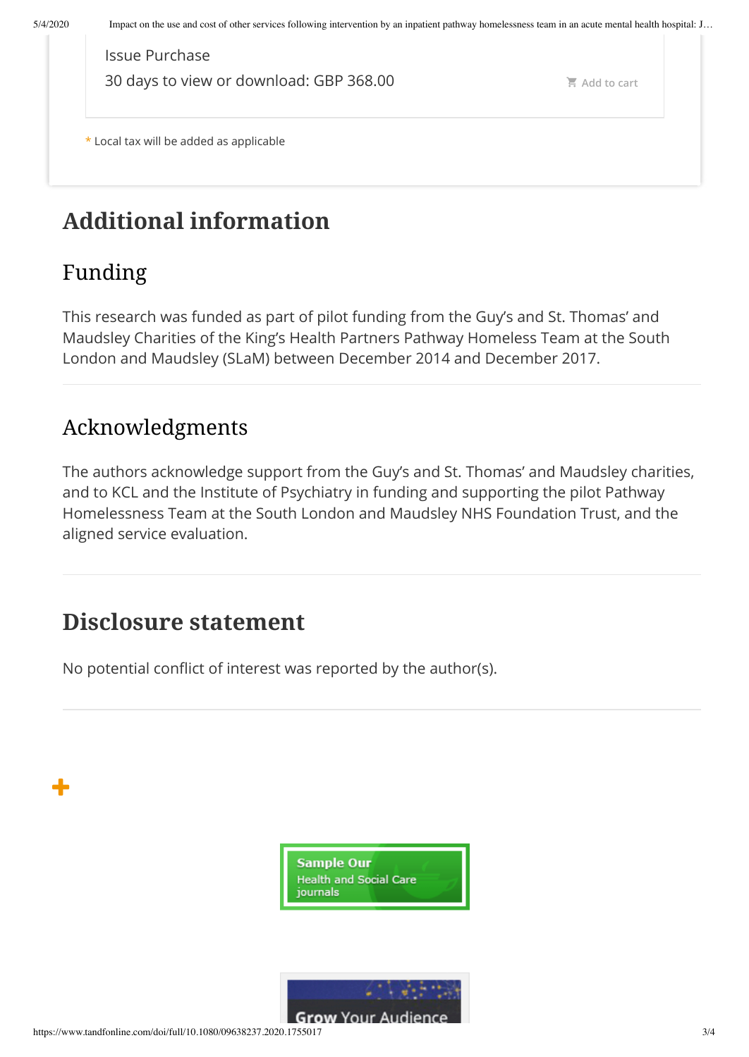Issue Purchase

30 days to view or download: GBP 368.00

Add to cart

* Local tax will be added as applicable

# Additional information

## Funding

This research was funded as part of pilot funding from the Guy's and St. Thomas' and Maudsley Charities of the King's Health Partners Pathway Homeless Team at the South London and Maudsley (SLaM) between December 2014 and December 2017.

## Acknowledgments

The authors acknowledge support from the Guy's and St. Thomas' and Maudsley charities, and to KCL and the Institute of Psychiatry in funding and supporting the pilot Pathway Homelessness Team at the South London and Maudsley NHS Foundation Trust, and the aligned service evaluation.

# Disclosure statement

No potential conflict of interest was reported by the author(s).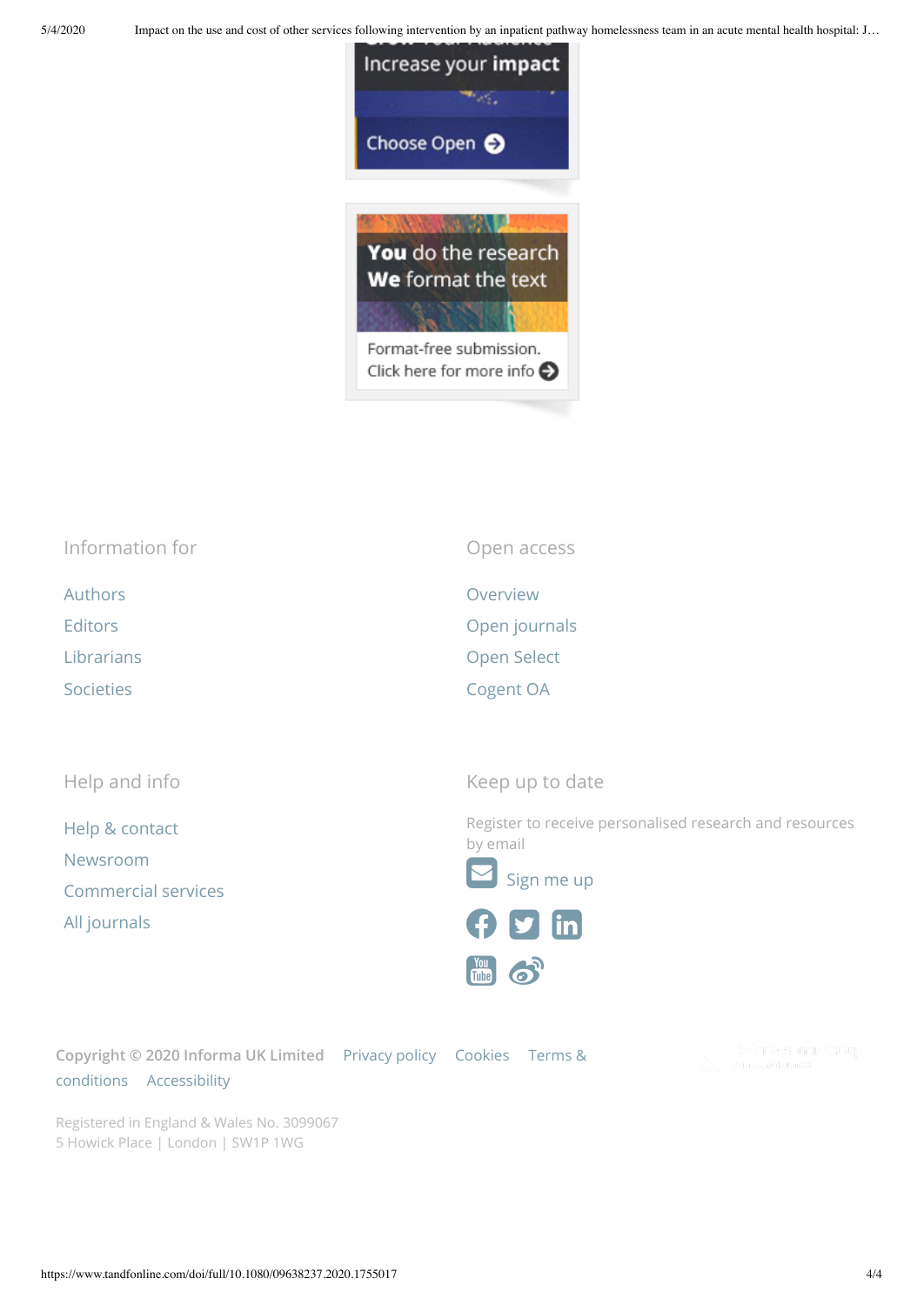Increase your impact

Choose Open

You do the research
We format the text

Format-free submission.
Click here for more info

Information for

Authors
Editors
Librarians
Societies

Open access

Overview
Open journals
Open Select
Cogent OA

Help and info

Help & contact
Newsroom
Commercial services
All journals

Keep up to date

Register to receive personalised research and resources by email

Sign me up

Copyright © 2020 Informa UK Limited Privacy policy Cookies Terms & conditions Accessibility

Registered in England & Wales No. 3099067
5 Howick Place | London | SW1P 1WG